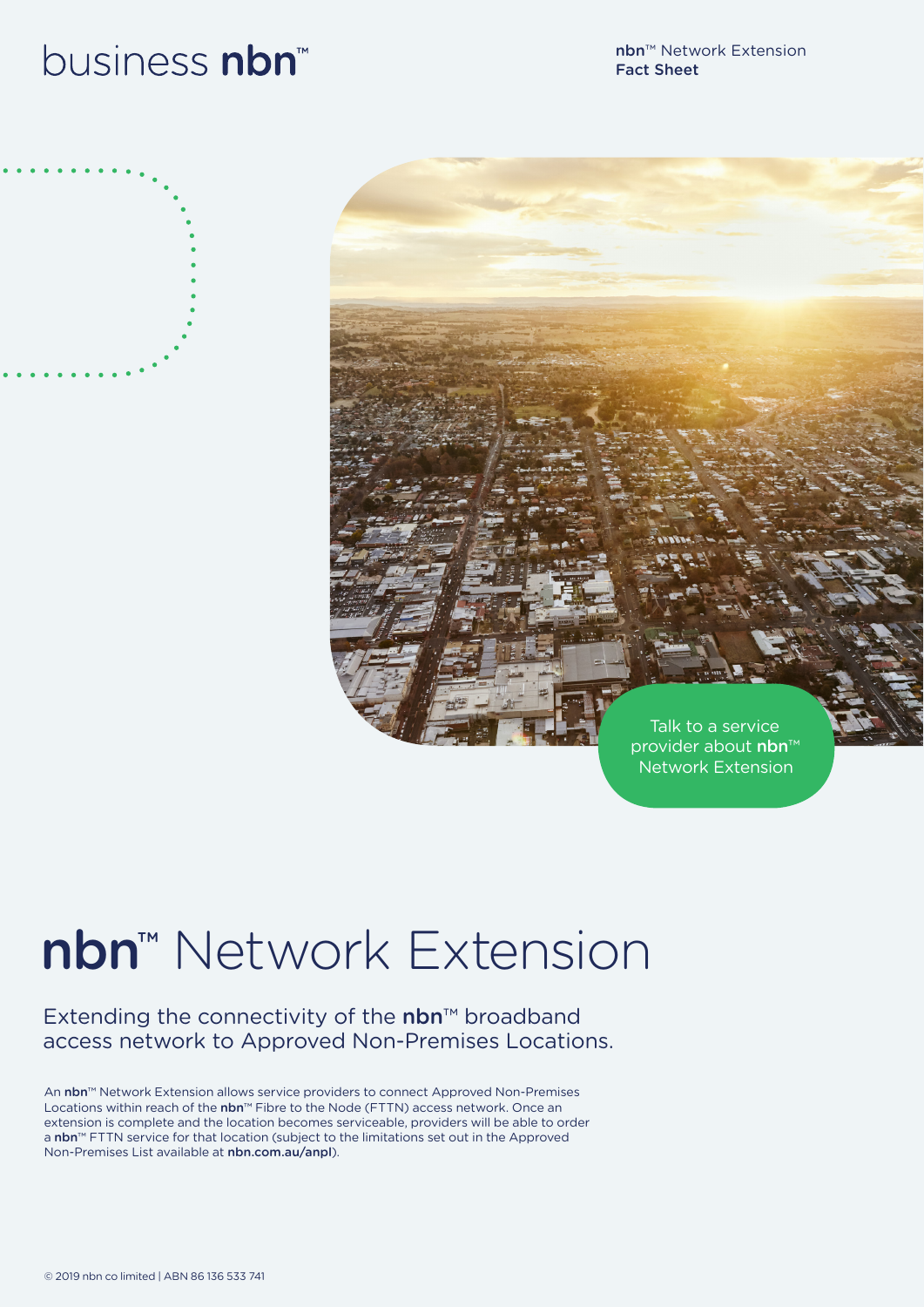business **nbn**™

**nbn**™ Network Extension
**Fact Sheet**

Talk to a service provider about **nbn**™ Network Extension

# **nbn**™ Network Extension

## Extending the connectivity of the **nbn**™ broadband access network to Approved Non-Premises Locations.

An **nbn**™ Network Extension allows service providers to connect Approved Non-Premises Locations within reach of the **nbn**™ Fibre to the Node (FTTN) access network. Once an extension is complete and the location becomes serviceable, providers will be able to order a **nbn**™ FTTN service for that location (subject to the limitations set out in the Approved Non-Premises List available at **nbn.com.au/anpl**).

© 2019 nbn co limited | ABN 86 136 533 741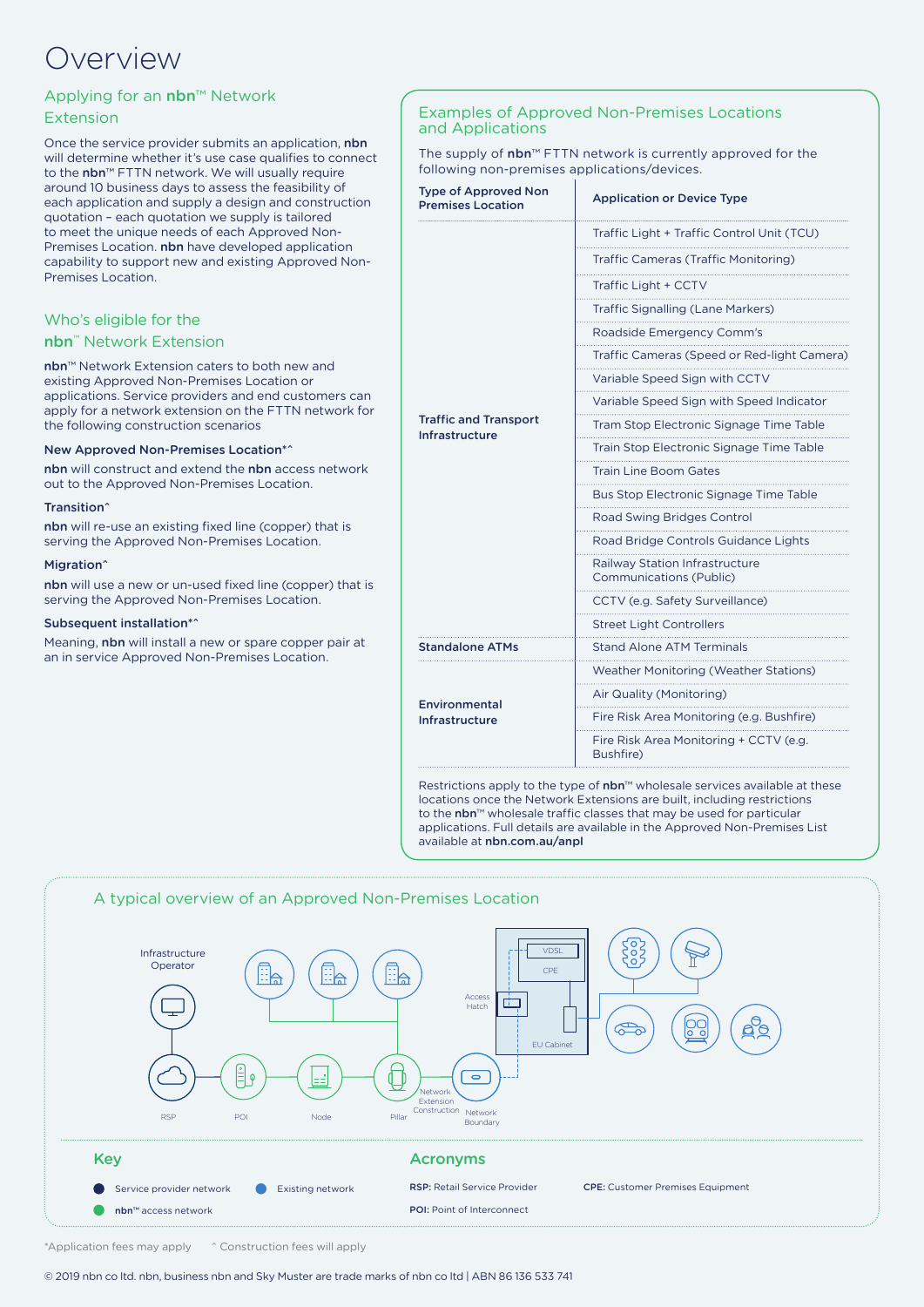# Overview

## Applying for an **nbn**™ Network Extension

Once the service provider submits an application, **nbn** will determine whether it's use case qualifies to connect to the **nbn**™ FTTN network. We will usually require around 10 business days to assess the feasibility of each application and supply a design and construction quotation – each quotation we supply is tailored to meet the unique needs of each Approved Non-Premises Location. **nbn** have developed application capability to support new and existing Approved Non-Premises Location.

## Who's eligible for the **nbn**™ Network Extension

**nbn**™ Network Extension caters to both new and existing Approved Non-Premises Location or applications. Service providers and end customers can apply for a network extension on the FTTN network for the following construction scenarios

**New Approved Non-Premises Location*^**

**nbn** will construct and extend the **nbn** access network out to the Approved Non-Premises Location.

**Transition^**

**nbn** will re-use an existing fixed line (copper) that is serving the Approved Non-Premises Location.

**Migration^**

**nbn** will use a new or un-used fixed line (copper) that is serving the Approved Non-Premises Location.

**Subsequent installation*^**

Meaning, **nbn** will install a new or spare copper pair at an in service Approved Non-Premises Location.

## Examples of Approved Non-Premises Locations and Applications

The supply of **nbn**™ FTTN network is currently approved for the following non-premises applications/devices.

| Type of Approved Non Premises Location | Application or Device Type |
|---|---|
| Traffic and Transport Infrastructure | Traffic Light + Traffic Control Unit (TCU) |
| | Traffic Cameras (Traffic Monitoring) |
| | Traffic Light + CCTV |
| | Traffic Signalling (Lane Markers) |
| | Roadside Emergency Comm's |
| | Traffic Cameras (Speed or Red-light Camera) |
| | Variable Speed Sign with CCTV |
| | Variable Speed Sign with Speed Indicator |
| | Tram Stop Electronic Signage Time Table |
| | Train Stop Electronic Signage Time Table |
| | Train Line Boom Gates |
| | Bus Stop Electronic Signage Time Table |
| | Road Swing Bridges Control |
| | Road Bridge Controls Guidance Lights |
| | Railway Station Infrastructure Communications (Public) |
| | CCTV (e.g. Safety Surveillance) |
| | Street Light Controllers |
| Standalone ATMs | Stand Alone ATM Terminals |
| Environmental Infrastructure | Weather Monitoring (Weather Stations) |
| | Air Quality (Monitoring) |
| | Fire Risk Area Monitoring (e.g. Bushfire) |
| | Fire Risk Area Monitoring + CCTV (e.g. Bushfire) |

Restrictions apply to the type of **nbn**™ wholesale services available at these locations once the Network Extensions are built, including restrictions to the **nbn**™ wholesale traffic classes that may be used for particular applications. Full details are available in the Approved Non-Premises List available at **nbn.com.au/anpl**

## A typical overview of an Approved Non-Premises Location

Infrastructure Operator
RSP
POI
Node
Pillar
Network Extension Construction
Network Boundary
Access Hatch
VDSL
CPE
EU Cabinet

### Key

- Service provider network
- Existing network
- **nbn**™ access network

### Acronyms

**RSP:** Retail Service Provider
**CPE:** Customer Premises Equipment
**POI:** Point of Interconnect

*Application fees may apply ^ Construction fees will apply

© 2019 nbn co ltd. nbn, business nbn and Sky Muster are trade marks of nbn co ltd | ABN 86 136 533 741